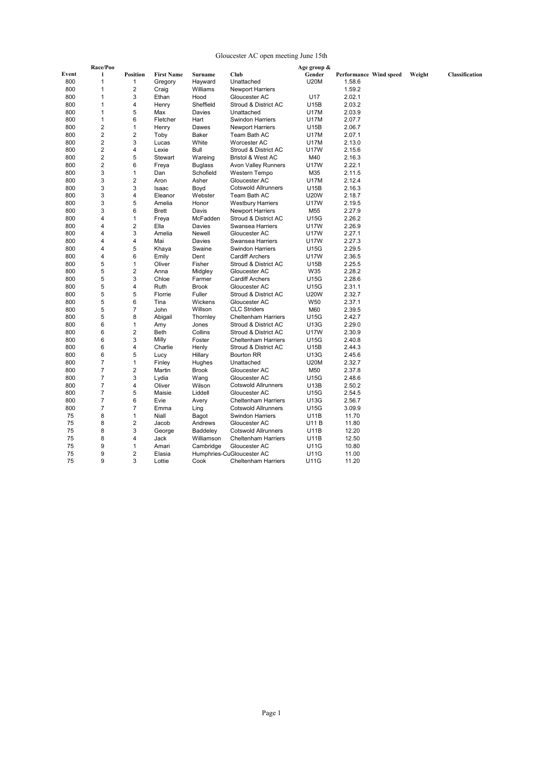# Gloucester AC open meeting June 15th

| Event | Race/Pool | Position | First Name | Surname | Club | Age group & Gender | Performance | Wind speed | Weight | Classification |
|---|---|---|---|---|---|---|---|---|---|---|
| 800 | 1 | 1 | Gregory | Hayward | Unattached | U20M | 1.58.6 | | | |
| 800 | 1 | 2 | Craig | Williams | Newport Harriers | | 1.59.2 | | | |
| 800 | 1 | 3 | Ethan | Hood | Gloucester AC | U17 | 2.02.1 | | | |
| 800 | 1 | 4 | Henry | Sheffield | Stroud & District AC | U15B | 2.03.2 | | | |
| 800 | 1 | 5 | Max | Davies | Unattached | U17M | 2.03.9 | | | |
| 800 | 1 | 6 | Fletcher | Hart | Swindon Harriers | U17M | 2.07.7 | | | |
| 800 | 2 | 1 | Henry | Dawes | Newport Harriers | U15B | 2.06.7 | | | |
| 800 | 2 | 2 | Toby | Baker | Team Bath AC | U17M | 2.07.1 | | | |
| 800 | 2 | 3 | Lucas | White | Worcester AC | U17M | 2.13.0 | | | |
| 800 | 2 | 4 | Lexie | Bull | Stroud & District AC | U17W | 2.15.6 | | | |
| 800 | 2 | 5 | Stewart | Wareing | Bristol & West AC | M40 | 2.16.3 | | | |
| 800 | 2 | 6 | Freya | Buglass | Avon Valley Runners | U17W | 2.22.1 | | | |
| 800 | 3 | 1 | Dan | Schofield | Western Tempo | M35 | 2.11.5 | | | |
| 800 | 3 | 2 | Aron | Asher | Gloucester AC | U17M | 2.12.4 | | | |
| 800 | 3 | 3 | Isaac | Boyd | Cotswold Allrunners | U15B | 2.16.3 | | | |
| 800 | 3 | 4 | Eleanor | Webster | Team Bath AC | U20W | 2.18.7 | | | |
| 800 | 3 | 5 | Amelia | Honor | Westbury Harriers | U17W | 2.19.5 | | | |
| 800 | 3 | 6 | Brett | Davis | Newport Harriers | M55 | 2.27.9 | | | |
| 800 | 4 | 1 | Freya | McFadden | Stroud & District AC | U15G | 2.26.2 | | | |
| 800 | 4 | 2 | Ella | Davies | Swansea Harriers | U17W | 2.26.9 | | | |
| 800 | 4 | 3 | Amelia | Newell | Gloucester AC | U17W | 2.27.1 | | | |
| 800 | 4 | 4 | Mai | Davies | Swansea Harriers | U17W | 2.27.3 | | | |
| 800 | 4 | 5 | Khaya | Swaine | Swindon Harriers | U15G | 2.29.5 | | | |
| 800 | 4 | 6 | Emily | Dent | Cardiff Archers | U17W | 2.36.5 | | | |
| 800 | 5 | 1 | Oliver | Fisher | Stroud & District AC | U15B | 2.25.5 | | | |
| 800 | 5 | 2 | Anna | Midgley | Gloucester AC | W35 | 2.28.2 | | | |
| 800 | 5 | 3 | Chloe | Farmer | Cardiff Archers | U15G | 2.28.6 | | | |
| 800 | 5 | 4 | Ruth | Brook | Gloucester AC | U15G | 2.31.1 | | | |
| 800 | 5 | 5 | Florrie | Fuller | Stroud & District AC | U20W | 2.32.7 | | | |
| 800 | 5 | 6 | Tina | Wickens | Gloucester AC | W50 | 2.37.1 | | | |
| 800 | 5 | 7 | John | Willson | CLC Striders | M60 | 2.39.5 | | | |
| 800 | 5 | 8 | Abigail | Thornley | Cheltenham Harriers | U15G | 2.42.7 | | | |
| 800 | 6 | 1 | Amy | Jones | Stroud & District AC | U13G | 2.29.0 | | | |
| 800 | 6 | 2 | Beth | Collins | Stroud & District AC | U17W | 2.30.9 | | | |
| 800 | 6 | 3 | Milly | Foster | Cheltenham Harriers | U15G | 2.40.8 | | | |
| 800 | 6 | 4 | Charlie | Henly | Stroud & District AC | U15B | 2.44.3 | | | |
| 800 | 6 | 5 | Lucy | Hillary | Bourton RR | U13G | 2.45.6 | | | |
| 800 | 7 | 1 | Finley | Hughes | Unattached | U20M | 2.32.7 | | | |
| 800 | 7 | 2 | Martin | Brook | Gloucester AC | M50 | 2.37.8 | | | |
| 800 | 7 | 3 | Lydia | Wang | Gloucester AC | U15G | 2.48.6 | | | |
| 800 | 7 | 4 | Oliver | Wilson | Cotswold Allrunners | U13B | 2.50.2 | | | |
| 800 | 7 | 5 | Maisie | Liddell | Gloucester AC | U15G | 2.54.5 | | | |
| 800 | 7 | 6 | Evie | Avery | Cheltenham Harriers | U13G | 2.56.7 | | | |
| 800 | 7 | 7 | Emma | Ling | Cotswold Allrunners | U15G | 3.09.9 | | | |
| 75 | 8 | 1 | Niall | Bagot | Swindon Harriers | U11B | 11.70 | | | |
| 75 | 8 | 2 | Jacob | Andrews | Gloucester AC | U11 B | 11.80 | | | |
| 75 | 8 | 3 | George | Baddeley | Cotswold Allrunners | U11B | 12.20 | | | |
| 75 | 8 | 4 | Jack | Williamson | Cheltenham Harriers | U11B | 12.50 | | | |
| 75 | 9 | 1 | Amari | Cambridge | Gloucester AC | U11G | 10.80 | | | |
| 75 | 9 | 2 | Elasia | Humphries-Cu | Gloucester AC | U11G | 11.00 | | | |
| 75 | 9 | 3 | Lottie | Cook | Cheltenham Harriers | U11G | 11.20 | | | |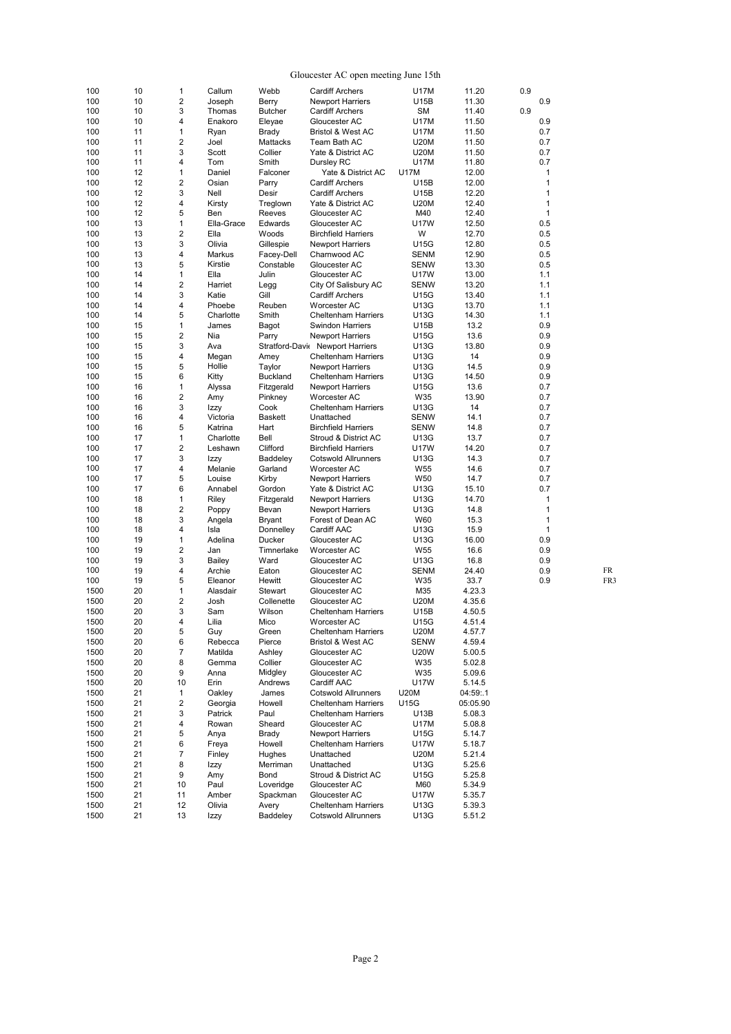Gloucester AC open meeting June 15th

| | | | | | | | | | |
|---|---|---|---|---|---|---|---|---|---|
| 100 | 10 | 1 | Callum | Webb | Cardiff Archers | U17M | 11.20 | 0.9 | |
| 100 | 10 | 2 | Joseph | Berry | Newport Harriers | U15B | 11.30 | 0.9 | |
| 100 | 10 | 3 | Thomas | Butcher | Cardiff Archers | SM | 11.40 | 0.9 | |
| 100 | 10 | 4 | Enakoro | Eleyae | Gloucester AC | U17M | 11.50 | 0.9 | |
| 100 | 11 | 1 | Ryan | Brady | Bristol & West AC | U17M | 11.50 | 0.7 | |
| 100 | 11 | 2 | Joel | Mattacks | Team Bath AC | U20M | 11.50 | 0.7 | |
| 100 | 11 | 3 | Scott | Collier | Yate & District AC | U20M | 11.50 | 0.7 | |
| 100 | 11 | 4 | Tom | Smith | Dursley RC | U17M | 11.80 | 0.7 | |
| 100 | 12 | 1 | Daniel | Falconer | Yate & District AC | U17M | 12.00 | 1 | |
| 100 | 12 | 2 | Osian | Parry | Cardiff Archers | U15B | 12.00 | 1 | |
| 100 | 12 | 3 | Nell | Desir | Cardiff Archers | U15B | 12.20 | 1 | |
| 100 | 12 | 4 | Kirsty | Treglown | Yate & District AC | U20M | 12.40 | 1 | |
| 100 | 12 | 5 | Ben | Reeves | Gloucester AC | M40 | 12.40 | 1 | |
| 100 | 13 | 1 | Ella-Grace | Edwards | Gloucester AC | U17W | 12.50 | 0.5 | |
| 100 | 13 | 2 | Ella | Woods | Birchfield Harriers | W | 12.70 | 0.5 | |
| 100 | 13 | 3 | Olivia | Gillespie | Newport Harriers | U15G | 12.80 | 0.5 | |
| 100 | 13 | 4 | Markus | Facey-Dell | Charnwood AC | SENM | 12.90 | 0.5 | |
| 100 | 13 | 5 | Kirstie | Constable | Gloucester AC | SENW | 13.30 | 0.5 | |
| 100 | 14 | 1 | Ella | Julin | Gloucester AC | U17W | 13.00 | 1.1 | |
| 100 | 14 | 2 | Harriet | Legg | City Of Salisbury AC | SENW | 13.20 | 1.1 | |
| 100 | 14 | 3 | Katie | Gill | Cardiff Archers | U15G | 13.40 | 1.1 | |
| 100 | 14 | 4 | Phoebe | Reuben | Worcester AC | U13G | 13.70 | 1.1 | |
| 100 | 14 | 5 | Charlotte | Smith | Cheltenham Harriers | U13G | 14.30 | 1.1 | |
| 100 | 15 | 1 | James | Bagot | Swindon Harriers | U15B | 13.2 | 0.9 | |
| 100 | 15 | 2 | Nia | Parry | Newport Harriers | U15G | 13.6 | 0.9 | |
| 100 | 15 | 3 | Ava | Stratford-Davie | Newport Harriers | U13G | 13.80 | 0.9 | |
| 100 | 15 | 4 | Megan | Amey | Cheltenham Harriers | U13G | 14 | 0.9 | |
| 100 | 15 | 5 | Hollie | Taylor | Newport Harriers | U13G | 14.5 | 0.9 | |
| 100 | 15 | 6 | Kitty | Buckland | Cheltenham Harriers | U13G | 14.50 | 0.9 | |
| 100 | 16 | 1 | Alyssa | Fitzgerald | Newport Harriers | U15G | 13.6 | 0.7 | |
| 100 | 16 | 2 | Amy | Pinkney | Worcester AC | W35 | 13.90 | 0.7 | |
| 100 | 16 | 3 | Izzy | Cook | Cheltenham Harriers | U13G | 14 | 0.7 | |
| 100 | 16 | 4 | Victoria | Baskett | Unattached | SENW | 14.1 | 0.7 | |
| 100 | 16 | 5 | Katrina | Hart | Birchfield Harriers | SENW | 14.8 | 0.7 | |
| 100 | 17 | 1 | Charlotte | Bell | Stroud & District AC | U13G | 13.7 | 0.7 | |
| 100 | 17 | 2 | Leshawn | Clifford | Birchfield Harriers | U17W | 14.20 | 0.7 | |
| 100 | 17 | 3 | Izzy | Baddeley | Cotswold Allrunners | U13G | 14.3 | 0.7 | |
| 100 | 17 | 4 | Melanie | Garland | Worcester AC | W55 | 14.6 | 0.7 | |
| 100 | 17 | 5 | Louise | Kirby | Newport Harriers | W50 | 14.7 | 0.7 | |
| 100 | 17 | 6 | Annabel | Gordon | Yate & District AC | U13G | 15.10 | 0.7 | |
| 100 | 18 | 1 | Riley | Fitzgerald | Newport Harriers | U13G | 14.70 | 1 | |
| 100 | 18 | 2 | Poppy | Bevan | Newport Harriers | U13G | 14.8 | 1 | |
| 100 | 18 | 3 | Angela | Bryant | Forest of Dean AC | W60 | 15.3 | 1 | |
| 100 | 18 | 4 | Isla | Donnelley | Cardiff AAC | U13G | 15.9 | 1 | |
| 100 | 19 | 1 | Adelina | Ducker | Gloucester AC | U13G | 16.00 | 0.9 | |
| 100 | 19 | 2 | Jan | Timnerlake | Worcester AC | W55 | 16.6 | 0.9 | |
| 100 | 19 | 3 | Bailey | Ward | Gloucester AC | U13G | 16.8 | 0.9 | |
| 100 | 19 | 4 | Archie | Eaton | Gloucester AC | SENM | 24.40 | 0.9 | FR |
| 100 | 19 | 5 | Eleanor | Hewitt | Gloucester AC | W35 | 33.7 | 0.9 | FR3 |
| 1500 | 20 | 1 | Alasdair | Stewart | Gloucester AC | M35 | 4.23.3 | | |
| 1500 | 20 | 2 | Josh | Collenette | Gloucester AC | U20M | 4.35.6 | | |
| 1500 | 20 | 3 | Sam | Wilson | Cheltenham Harriers | U15B | 4.50.5 | | |
| 1500 | 20 | 4 | Lilia | Mico | Worcester AC | U15G | 4.51.4 | | |
| 1500 | 20 | 5 | Guy | Green | Cheltenham Harriers | U20M | 4.57.7 | | |
| 1500 | 20 | 6 | Rebecca | Pierce | Bristol & West AC | SENW | 4.59.4 | | |
| 1500 | 20 | 7 | Matilda | Ashley | Gloucester AC | U20W | 5.00.5 | | |
| 1500 | 20 | 8 | Gemma | Collier | Gloucester AC | W35 | 5.02.8 | | |
| 1500 | 20 | 9 | Anna | Midgley | Gloucester AC | W35 | 5.09.6 | | |
| 1500 | 20 | 10 | Erin | Andrews | Cardiff AAC | U17W | 5.14.5 | | |
| 1500 | 21 | 1 | Oakley | James | Cotswold Allrunners | U20M | 04:59:.1 | | |
| 1500 | 21 | 2 | Georgia | Howell | Cheltenham Harriers | U15G | 05:05.90 | | |
| 1500 | 21 | 3 | Patrick | Paul | Cheltenham Harriers | U13B | 5.08.3 | | |
| 1500 | 21 | 4 | Rowan | Sheard | Gloucester AC | U17M | 5.08.8 | | |
| 1500 | 21 | 5 | Anya | Brady | Newport Harriers | U15G | 5.14.7 | | |
| 1500 | 21 | 6 | Freya | Howell | Cheltenham Harriers | U17W | 5.18.7 | | |
| 1500 | 21 | 7 | Finley | Hughes | Unattached | U20M | 5.21.4 | | |
| 1500 | 21 | 8 | Izzy | Merriman | Unattached | U13G | 5.25.6 | | |
| 1500 | 21 | 9 | Amy | Bond | Stroud & District AC | U15G | 5.25.8 | | |
| 1500 | 21 | 10 | Paul | Loveridge | Gloucester AC | M60 | 5.34.9 | | |
| 1500 | 21 | 11 | Amber | Spackman | Gloucester AC | U17W | 5.35.7 | | |
| 1500 | 21 | 12 | Olivia | Avery | Cheltenham Harriers | U13G | 5.39.3 | | |
| 1500 | 21 | 13 | Izzy | Baddeley | Cotswold Allrunners | U13G | 5.51.2 | | |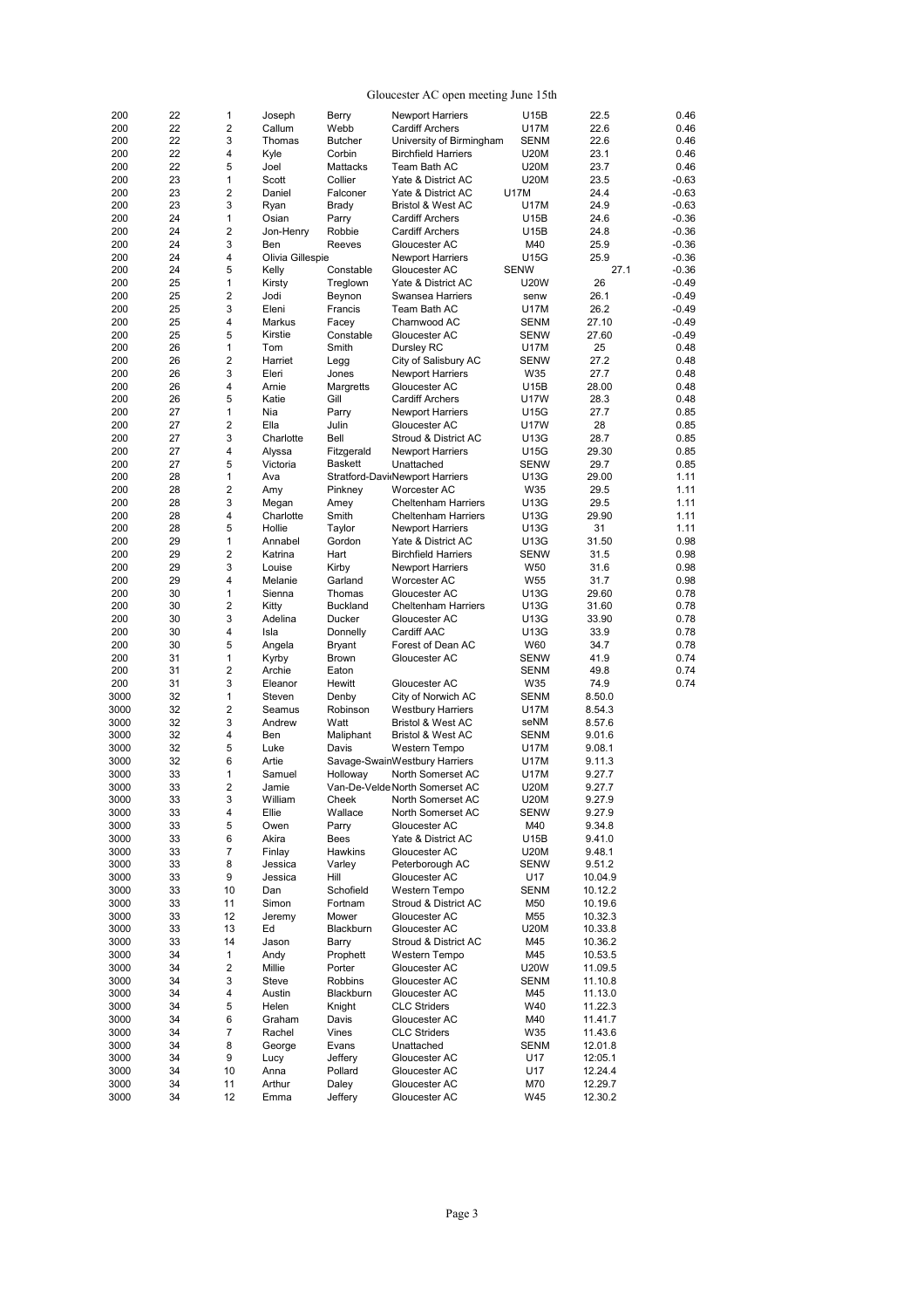Gloucester AC open meeting June 15th

| | | | | | | | | |
|---|---|---|---|---|---|---|---|---|
| 200 | 22 | 1 | Joseph | Berry | Newport Harriers | U15B | 22.5 | 0.46 |
| 200 | 22 | 2 | Callum | Webb | Cardiff Archers | U17M | 22.6 | 0.46 |
| 200 | 22 | 3 | Thomas | Butcher | University of Birmingham | SENM | 22.6 | 0.46 |
| 200 | 22 | 4 | Kyle | Corbin | Birchfield Harriers | U20M | 23.1 | 0.46 |
| 200 | 22 | 5 | Joel | Mattacks | Team Bath AC | U20M | 23.7 | 0.46 |
| 200 | 23 | 1 | Scott | Collier | Yate & District AC | U20M | 23.5 | -0.63 |
| 200 | 23 | 2 | Daniel | Falconer | Yate & District AC | U17M | 24.4 | -0.63 |
| 200 | 23 | 3 | Ryan | Brady | Bristol & West AC | U17M | 24.9 | -0.63 |
| 200 | 24 | 1 | Osian | Parry | Cardiff Archers | U15B | 24.6 | -0.36 |
| 200 | 24 | 2 | Jon-Henry | Robbie | Cardiff Archers | U15B | 24.8 | -0.36 |
| 200 | 24 | 3 | Ben | Reeves | Gloucester AC | M40 | 25.9 | -0.36 |
| 200 | 24 | 4 | Olivia Gillespie | | Newport Harriers | U15G | 25.9 | -0.36 |
| 200 | 24 | 5 | Kelly | Constable | Gloucester AC | SENW | 27.1 | -0.36 |
| 200 | 25 | 1 | Kirsty | Treglown | Yate & District AC | U20W | 26 | -0.49 |
| 200 | 25 | 2 | Jodi | Beynon | Swansea Harriers | senw | 26.1 | -0.49 |
| 200 | 25 | 3 | Eleni | Francis | Team Bath AC | U17M | 26.2 | -0.49 |
| 200 | 25 | 4 | Markus | Facey | Charnwood AC | SENM | 27.10 | -0.49 |
| 200 | 25 | 5 | Kirstie | Constable | Gloucester AC | SENW | 27.60 | -0.49 |
| 200 | 26 | 1 | Tom | Smith | Dursley RC | U17M | 25 | 0.48 |
| 200 | 26 | 2 | Harriet | Legg | City of Salisbury AC | SENW | 27.2 | 0.48 |
| 200 | 26 | 3 | Eleri | Jones | Newport Harriers | W35 | 27.7 | 0.48 |
| 200 | 26 | 4 | Arnie | Margretts | Gloucester AC | U15B | 28.00 | 0.48 |
| 200 | 26 | 5 | Katie | Gill | Cardiff Archers | U17W | 28.3 | 0.48 |
| 200 | 27 | 1 | Nia | Parry | Newport Harriers | U15G | 27.7 | 0.85 |
| 200 | 27 | 2 | Ella | Julin | Gloucester AC | U17W | 28 | 0.85 |
| 200 | 27 | 3 | Charlotte | Bell | Stroud & District AC | U13G | 28.7 | 0.85 |
| 200 | 27 | 4 | Alyssa | Fitzgerald | Newport Harriers | U15G | 29.30 | 0.85 |
| 200 | 27 | 5 | Victoria | Baskett | Unattached | SENW | 29.7 | 0.85 |
| 200 | 28 | 1 | Ava | Stratford-Davi | Newport Harriers | U13G | 29.00 | 1.11 |
| 200 | 28 | 2 | Amy | Pinkney | Worcester AC | W35 | 29.5 | 1.11 |
| 200 | 28 | 3 | Megan | Amey | Cheltenham Harriers | U13G | 29.5 | 1.11 |
| 200 | 28 | 4 | Charlotte | Smith | Cheltenham Harriers | U13G | 29.90 | 1.11 |
| 200 | 28 | 5 | Hollie | Taylor | Newport Harriers | U13G | 31 | 1.11 |
| 200 | 29 | 1 | Annabel | Gordon | Yate & District AC | U13G | 31.50 | 0.98 |
| 200 | 29 | 2 | Katrina | Hart | Birchfield Harriers | SENW | 31.5 | 0.98 |
| 200 | 29 | 3 | Louise | Kirby | Newport Harriers | W50 | 31.6 | 0.98 |
| 200 | 29 | 4 | Melanie | Garland | Worcester AC | W55 | 31.7 | 0.98 |
| 200 | 30 | 1 | Sienna | Thomas | Gloucester AC | U13G | 29.60 | 0.78 |
| 200 | 30 | 2 | Kitty | Buckland | Cheltenham Harriers | U13G | 31.60 | 0.78 |
| 200 | 30 | 3 | Adelina | Ducker | Gloucester AC | U13G | 33.90 | 0.78 |
| 200 | 30 | 4 | Isla | Donnelly | Cardiff AAC | U13G | 33.9 | 0.78 |
| 200 | 30 | 5 | Angela | Bryant | Forest of Dean AC | W60 | 34.7 | 0.78 |
| 200 | 31 | 1 | Kyrby | Brown | Gloucester AC | SENW | 41.9 | 0.74 |
| 200 | 31 | 2 | Archie | Eaton | | SENM | 49.8 | 0.74 |
| 200 | 31 | 3 | Eleanor | Hewitt | Gloucester AC | W35 | 74.9 | 0.74 |
| 3000 | 32 | 1 | Steven | Denby | City of Norwich AC | SENM | 8.50.0 | |
| 3000 | 32 | 2 | Seamus | Robinson | Westbury Harriers | U17M | 8.54.3 | |
| 3000 | 32 | 3 | Andrew | Watt | Bristol & West AC | seNM | 8.57.6 | |
| 3000 | 32 | 4 | Ben | Maliphant | Bristol & West AC | SENM | 9.01.6 | |
| 3000 | 32 | 5 | Luke | Davis | Western Tempo | U17M | 9.08.1 | |
| 3000 | 32 | 6 | Artie | Savage-Swain | Westbury Harriers | U17M | 9.11.3 | |
| 3000 | 33 | 1 | Samuel | Holloway | North Somerset AC | U17M | 9.27.7 | |
| 3000 | 33 | 2 | Jamie | Van-De-Velde | North Somerset AC | U20M | 9.27.7 | |
| 3000 | 33 | 3 | William | Cheek | North Somerset AC | U20M | 9.27.9 | |
| 3000 | 33 | 4 | Ellie | Wallace | North Somerset AC | SENW | 9.27.9 | |
| 3000 | 33 | 5 | Owen | Parry | Gloucester AC | M40 | 9.34.8 | |
| 3000 | 33 | 6 | Akira | Bees | Yate & District AC | U15B | 9.41.0 | |
| 3000 | 33 | 7 | Finlay | Hawkins | Gloucester AC | U20M | 9.48.1 | |
| 3000 | 33 | 8 | Jessica | Varley | Peterborough AC | SENW | 9.51.2 | |
| 3000 | 33 | 9 | Jessica | Hill | Gloucester AC | U17 | 10.04.9 | |
| 3000 | 33 | 10 | Dan | Schofield | Western Tempo | SENM | 10.12.2 | |
| 3000 | 33 | 11 | Simon | Fortnam | Stroud & District AC | M50 | 10.19.6 | |
| 3000 | 33 | 12 | Jeremy | Mower | Gloucester AC | M55 | 10.32.3 | |
| 3000 | 33 | 13 | Ed | Blackburn | Gloucester AC | U20M | 10.33.8 | |
| 3000 | 33 | 14 | Jason | Barry | Stroud & District AC | M45 | 10.36.2 | |
| 3000 | 34 | 1 | Andy | Prophett | Western Tempo | M45 | 10.53.5 | |
| 3000 | 34 | 2 | Millie | Porter | Gloucester AC | U20W | 11.09.5 | |
| 3000 | 34 | 3 | Steve | Robbins | Gloucester AC | SENM | 11.10.8 | |
| 3000 | 34 | 4 | Austin | Blackburn | Gloucester AC | M45 | 11.13.0 | |
| 3000 | 34 | 5 | Helen | Knight | CLC Striders | W40 | 11.22.3 | |
| 3000 | 34 | 6 | Graham | Davis | Gloucester AC | M40 | 11.41.7 | |
| 3000 | 34 | 7 | Rachel | Vines | CLC Striders | W35 | 11.43.6 | |
| 3000 | 34 | 8 | George | Evans | Unattached | SENM | 12.01.8 | |
| 3000 | 34 | 9 | Lucy | Jeffery | Gloucester AC | U17 | 12:05.1 | |
| 3000 | 34 | 10 | Anna | Pollard | Gloucester AC | U17 | 12.24.4 | |
| 3000 | 34 | 11 | Arthur | Daley | Gloucester AC | M70 | 12.29.7 | |
| 3000 | 34 | 12 | Emma | Jeffery | Gloucester AC | W45 | 12.30.2 | |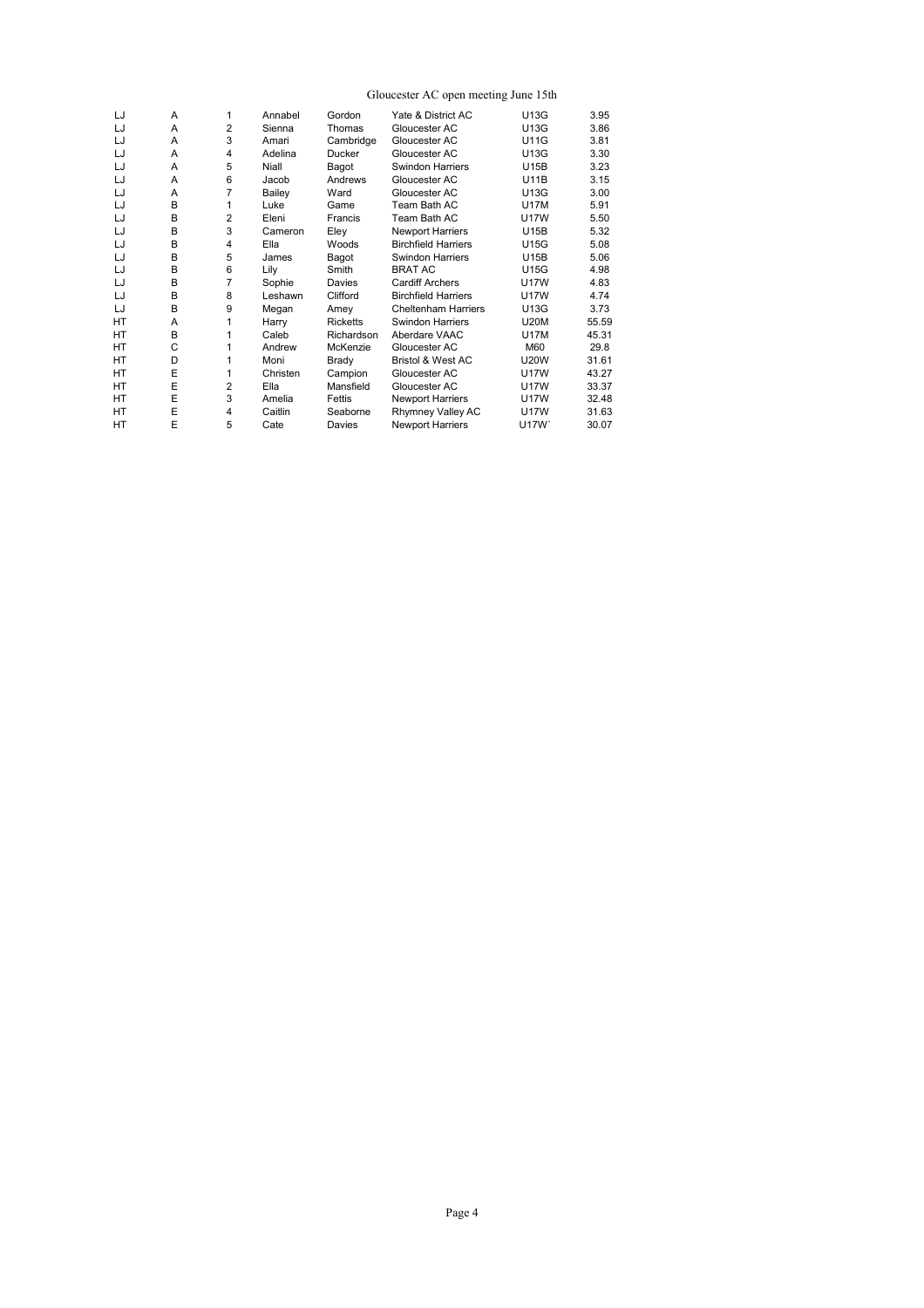Gloucester AC open meeting June 15th

| | | | | | | | |
|---|---|---|---|---|---|---|---|
| LJ | A | 1 | Annabel | Gordon | Yate & District AC | U13G | 3.95 |
| LJ | A | 2 | Sienna | Thomas | Gloucester AC | U13G | 3.86 |
| LJ | A | 3 | Amari | Cambridge | Gloucester AC | U11G | 3.81 |
| LJ | A | 4 | Adelina | Ducker | Gloucester AC | U13G | 3.30 |
| LJ | A | 5 | Niall | Bagot | Swindon Harriers | U15B | 3.23 |
| LJ | A | 6 | Jacob | Andrews | Gloucester AC | U11B | 3.15 |
| LJ | A | 7 | Bailey | Ward | Gloucester AC | U13G | 3.00 |
| LJ | B | 1 | Luke | Game | Team Bath AC | U17M | 5.91 |
| LJ | B | 2 | Eleni | Francis | Team Bath AC | U17W | 5.50 |
| LJ | B | 3 | Cameron | Eley | Newport Harriers | U15B | 5.32 |
| LJ | B | 4 | Ella | Woods | Birchfield Harriers | U15G | 5.08 |
| LJ | B | 5 | James | Bagot | Swindon Harriers | U15B | 5.06 |
| LJ | B | 6 | Lily | Smith | BRAT AC | U15G | 4.98 |
| LJ | B | 7 | Sophie | Davies | Cardiff Archers | U17W | 4.83 |
| LJ | B | 8 | Leshawn | Clifford | Birchfield Harriers | U17W | 4.74 |
| LJ | B | 9 | Megan | Amey | Cheltenham Harriers | U13G | 3.73 |
| HT | A | 1 | Harry | Ricketts | Swindon Harriers | U20M | 55.59 |
| HT | B | 1 | Caleb | Richardson | Aberdare VAAC | U17M | 45.31 |
| HT | C | 1 | Andrew | McKenzie | Gloucester AC | M60 | 29.8 |
| HT | D | 1 | Moni | Brady | Bristol & West AC | U20W | 31.61 |
| HT | E | 1 | Christen | Campion | Gloucester AC | U17W | 43.27 |
| HT | E | 2 | Ella | Mansfield | Gloucester AC | U17W | 33.37 |
| HT | E | 3 | Amelia | Fettis | Newport Harriers | U17W | 32.48 |
| HT | E | 4 | Caitlin | Seaborne | Rhymney Valley AC | U17W | 31.63 |
| HT | E | 5 | Cate | Davies | Newport Harriers | U17W` | 30.07 |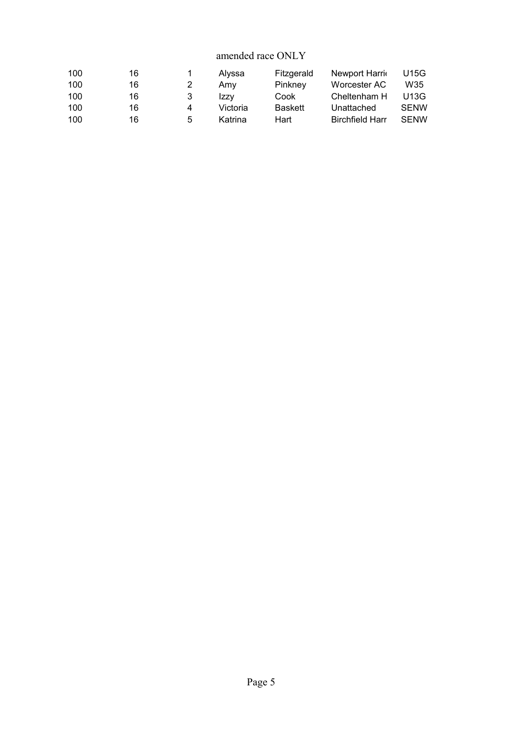amended race ONLY

| | | | | | | |
|---|---|---|---|---|---|---|
| 100 | 16 | 1 | Alyssa | Fitzgerald | Newport Harri | U15G |
| 100 | 16 | 2 | Amy | Pinkney | Worcester AC | W35 |
| 100 | 16 | 3 | Izzy | Cook | Cheltenham H | U13G |
| 100 | 16 | 4 | Victoria | Baskett | Unattached | SENW |
| 100 | 16 | 5 | Katrina | Hart | Birchfield Harr | SENW |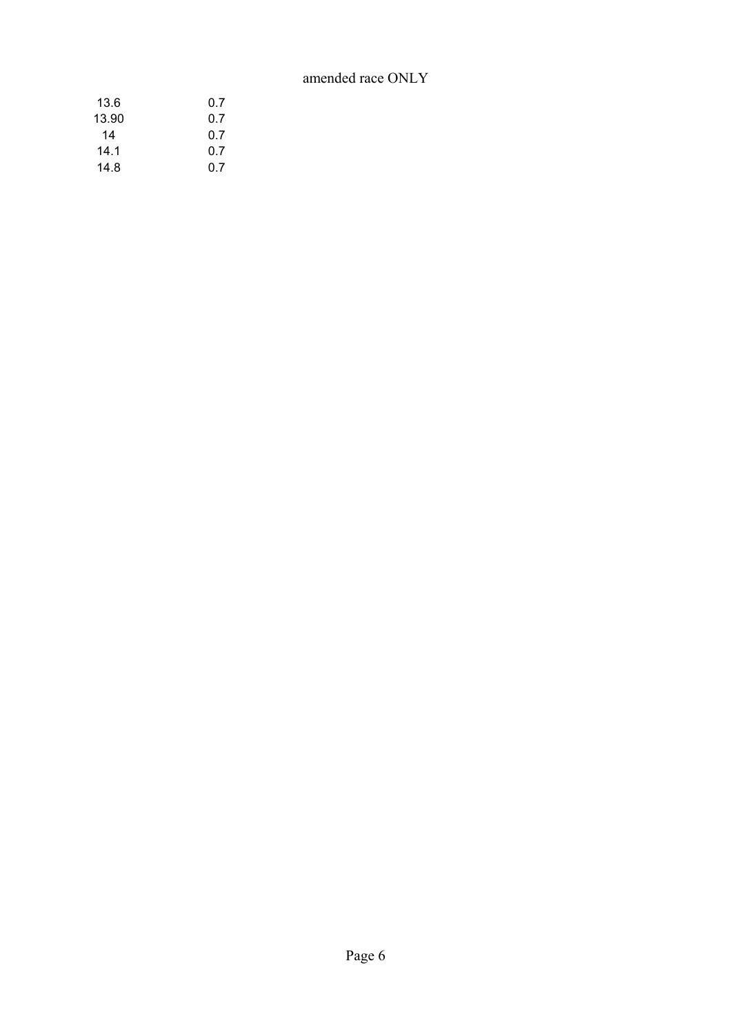amended race ONLY

| | |
|---|---|
| 13.6 | 0.7 |
| 13.90 | 0.7 |
| 14 | 0.7 |
| 14.1 | 0.7 |
| 14.8 | 0.7 |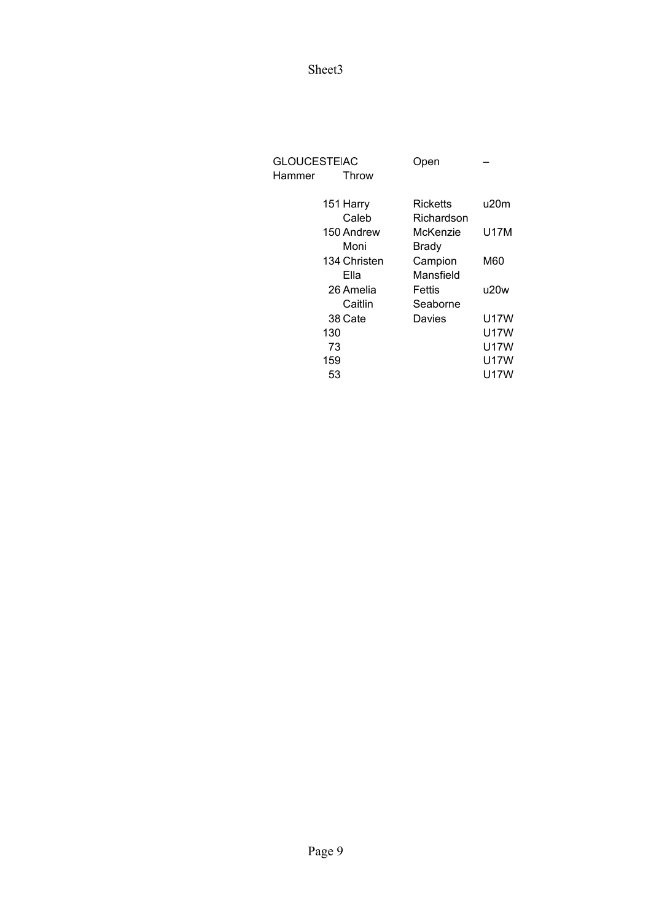| GLOUCESTE | AC | Open | – |
|---|---|---|---|
| Hammer | Throw | | |
| | | | |
| 151 | Harry | Ricketts | u20m |
| | Caleb | Richardson | |
| 150 | Andrew | McKenzie | U17M |
| | Moni | Brady | |
| 134 | Christen | Campion | M60 |
| | Ella | Mansfield | |
| 26 | Amelia | Fettis | u20w |
| | Caitlin | Seaborne | |
| 38 | Cate | Davies | U17W |
| 130 | | | U17W |
| 73 | | | U17W |
| 159 | | | U17W |
| 53 | | | U17W |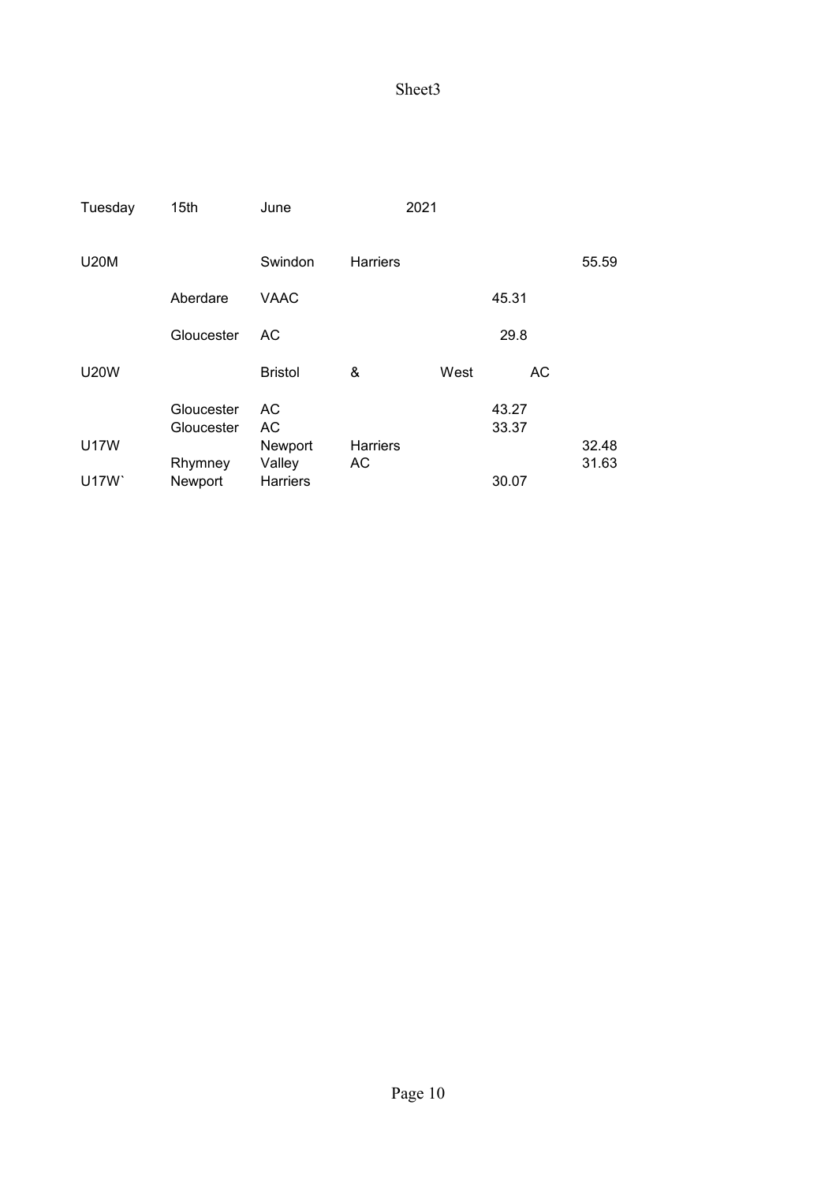Sheet3

| Tuesday | 15th | June | | 2021 | | |
|---|---|---|---|---|---|---|
| U20M | | Swindon | Harriers | | | 55.59 |
| | Aberdare | VAAC | | | 45.31 | |
| | Gloucester | AC | | | 29.8 | |
| U20W | | Bristol | & | West | AC | |
| | Gloucester | AC | | | 43.27 | |
| | Gloucester | AC | | | 33.37 | |
| U17W | | Newport | Harriers | | | 32.48 |
| | Rhymney | Valley | AC | | | 31.63 |
| U17W` | Newport | Harriers | | | 30.07 | |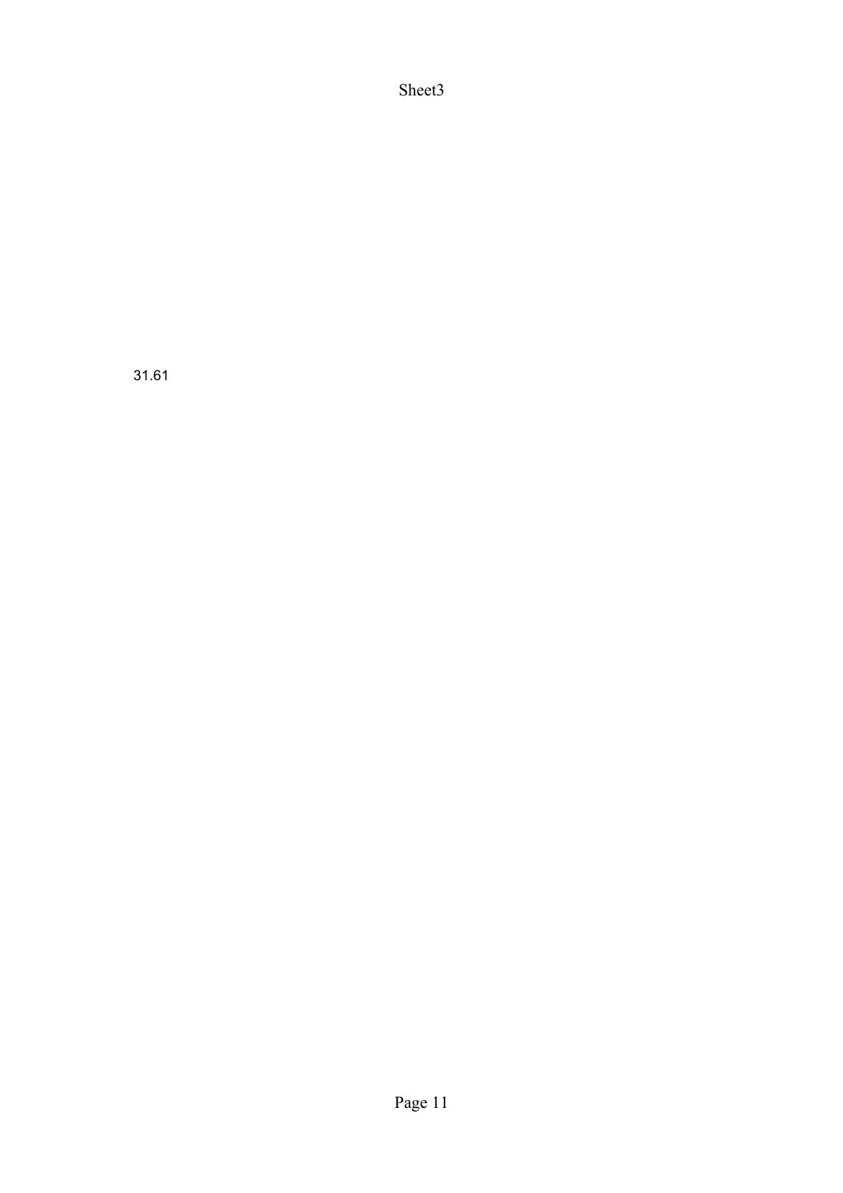31.61